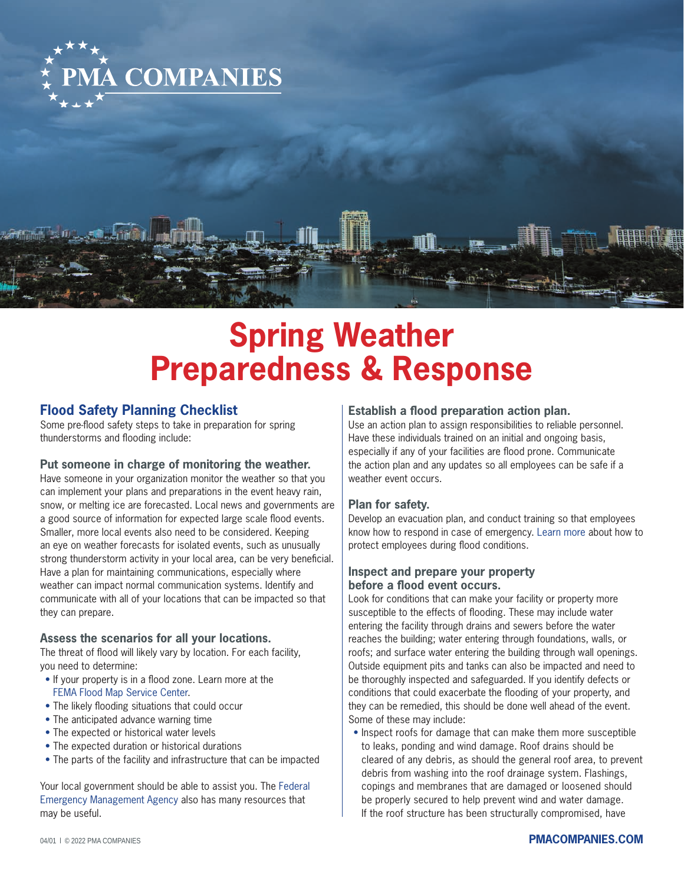# Spring Weather Preparedness & Response

## Flood Safety Planning Checklist

Some pre-flood safety steps to take in preparation for spring thunderstorms and flooding include:

### Put someone in charge of monitoring the weather.

Have someone in your organization monitor the weather so that you can implement your plans and preparations in the event heavy rain, snow, or melting ice are forecasted. Local news and governments are a good source of information for expected large scale flood events. Smaller, more local events also need to be considered. Keeping an eye on weather forecasts for isolated events, such as unusually strong thunderstorm activity in your local area, can be very beneficial. Have a plan for maintaining communications, especially where weather can impact normal communication systems. Identify and communicate with all of your locations that can be impacted so that they can prepare.

### Assess the scenarios for all your locations.

The threat of flood will likely vary by location. For each facility, you need to determine:

- If your property is in a flood zone. Learn more at the FEMA Flood Map Service Center.
- The likely flooding situations that could occur
- The anticipated advance warning time
- The expected or historical water levels
- The expected duration or historical durations
- The parts of the facility and infrastructure that can be impacted

Your local government should be able to assist you. The Federal Emergency Management Agency also has many resources that may be useful.

### Establish a flood preparation action plan.

Use an action plan to assign responsibilities to reliable personnel. Have these individuals trained on an initial and ongoing basis, especially if any of your facilities are flood prone. Communicate the action plan and any updates so all employees can be safe if a weather event occurs.

### Plan for safety.

Develop an evacuation plan, and conduct training so that employees know how to respond in case of emergency. Learn more about how to protect employees during flood conditions.

### Inspect and prepare your property before a flood event occurs.

Look for conditions that can make your facility or property more susceptible to the effects of flooding. These may include water entering the facility through drains and sewers before the water reaches the building; water entering through foundations, walls, or roofs; and surface water entering the building through wall openings. Outside equipment pits and tanks can also be impacted and need to be thoroughly inspected and safeguarded. If you identify defects or conditions that could exacerbate the flooding of your property, and they can be remedied, this should be done well ahead of the event. Some of these may include:

- Inspect roofs for damage that can make them more susceptible to leaks, ponding and wind damage. Roof drains should be cleared of any debris, as should the general roof area, to prevent debris from washing into the roof drainage system. Flashings, copings and membranes that are damaged or loosened should be properly secured to help prevent wind and water damage. If the roof structure has been structurally compromised, have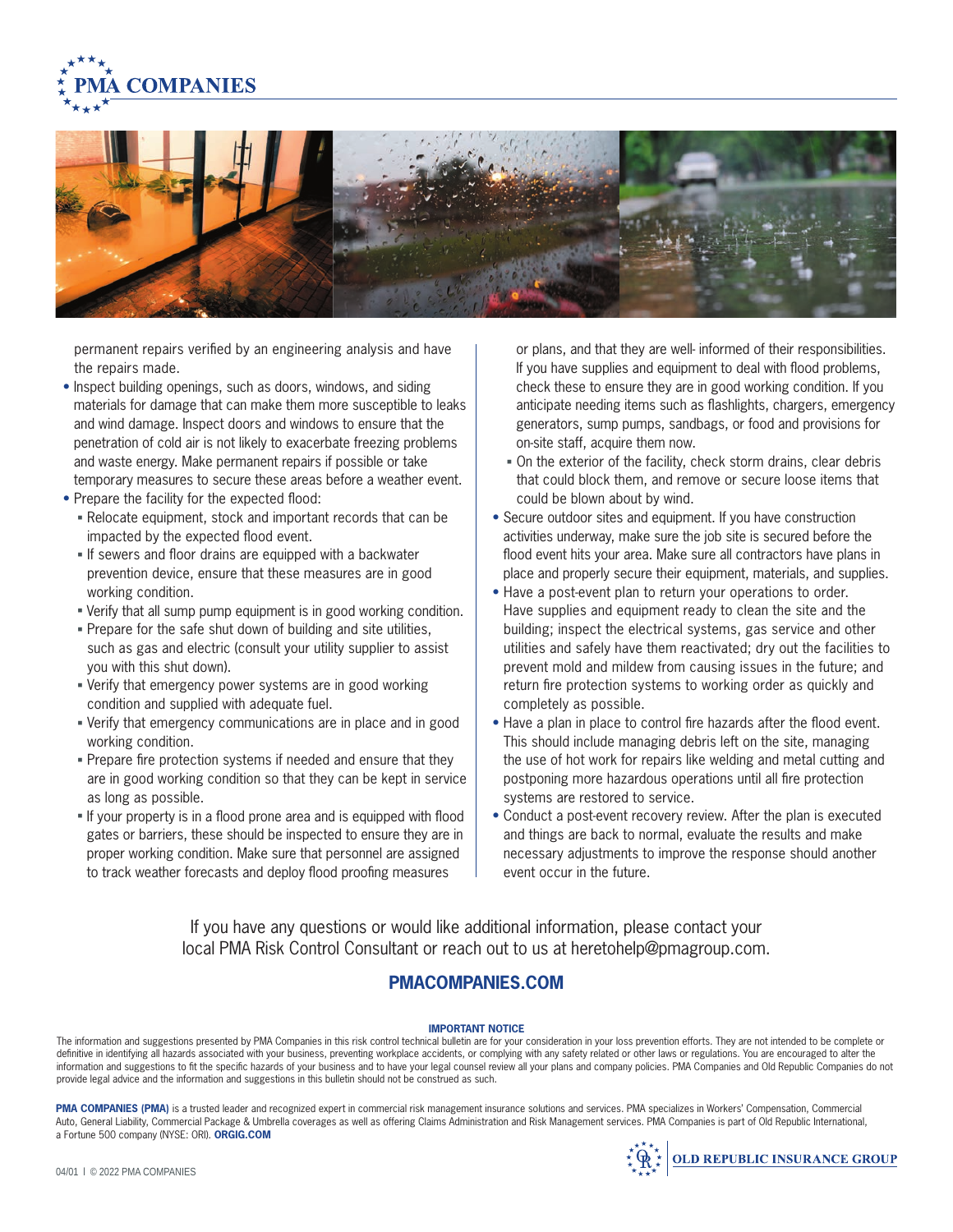permanent repairs verified by an engineering analysis and have the repairs made.

- Inspect building openings, such as doors, windows, and siding materials for damage that can make them more susceptible to leaks and wind damage. Inspect doors and windows to ensure that the penetration of cold air is not likely to exacerbate freezing problems and waste energy. Make permanent repairs if possible or take temporary measures to secure these areas before a weather event.
- Prepare the facility for the expected flood:
  - Relocate equipment, stock and important records that can be impacted by the expected flood event.
  - If sewers and floor drains are equipped with a backwater prevention device, ensure that these measures are in good working condition.
  - Verify that all sump pump equipment is in good working condition.
  - Prepare for the safe shut down of building and site utilities, such as gas and electric (consult your utility supplier to assist you with this shut down).
  - Verify that emergency power systems are in good working condition and supplied with adequate fuel.
  - Verify that emergency communications are in place and in good working condition.
  - Prepare fire protection systems if needed and ensure that they are in good working condition so that they can be kept in service as long as possible.
  - If your property is in a flood prone area and is equipped with flood gates or barriers, these should be inspected to ensure they are in proper working condition. Make sure that personnel are assigned to track weather forecasts and deploy flood proofing measures or plans, and that they are well- informed of their responsibilities. If you have supplies and equipment to deal with flood problems, check these to ensure they are in good working condition. If you anticipate needing items such as flashlights, chargers, emergency generators, sump pumps, sandbags, or food and provisions for on-site staff, acquire them now.
  - On the exterior of the facility, check storm drains, clear debris that could block them, and remove or secure loose items that could be blown about by wind.
- Secure outdoor sites and equipment. If you have construction activities underway, make sure the job site is secured before the flood event hits your area. Make sure all contractors have plans in place and properly secure their equipment, materials, and supplies.
- Have a post-event plan to return your operations to order. Have supplies and equipment ready to clean the site and the building; inspect the electrical systems, gas service and other utilities and safely have them reactivated; dry out the facilities to prevent mold and mildew from causing issues in the future; and return fire protection systems to working order as quickly and completely as possible.
- Have a plan in place to control fire hazards after the flood event. This should include managing debris left on the site, managing the use of hot work for repairs like welding and metal cutting and postponing more hazardous operations until all fire protection systems are restored to service.
- Conduct a post-event recovery review. After the plan is executed and things are back to normal, evaluate the results and make necessary adjustments to improve the response should another event occur in the future.

If you have any questions or would like additional information, please contact your local PMA Risk Control Consultant or reach out to us at heretohelp@pmagroup.com.

**PMACOMPANIES.COM**

**IMPORTANT NOTICE**

The information and suggestions presented by PMA Companies in this risk control technical bulletin are for your consideration in your loss prevention efforts. They are not intended to be complete or definitive in identifying all hazards associated with your business, preventing workplace accidents, or complying with any safety related or other laws or regulations. You are encouraged to alter the information and suggestions to fit the specific hazards of your business and to have your legal counsel review all your plans and company policies. PMA Companies and Old Republic Companies do not provide legal advice and the information and suggestions in this bulletin should not be construed as such.

**PMA COMPANIES (PMA)** is a trusted leader and recognized expert in commercial risk management insurance solutions and services. PMA specializes in Workers' Compensation, Commercial Auto, General Liability, Commercial Package & Umbrella coverages as well as offering Claims Administration and Risk Management services. PMA Companies is part of Old Republic International, a Fortune 500 company (NYSE: ORI). **ORGIG.COM**

OLD REPUBLIC INSURANCE GROUP

04/01 | © 2022 PMA COMPANIES